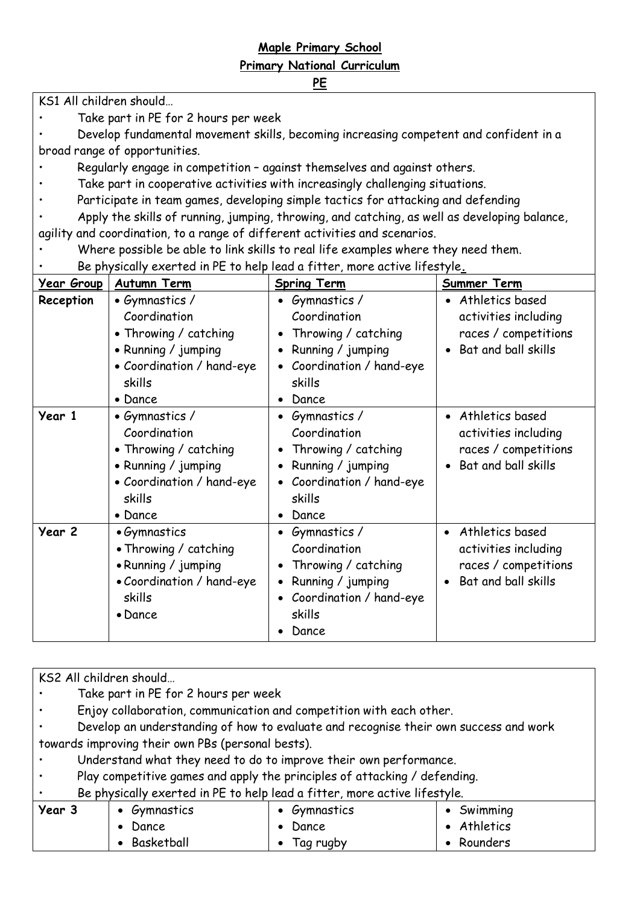**Maple Primary School**

**Primary National Curriculum**

**PE**

KS1 All children should…

- Take part in PE for 2 hours per week
- Develop fundamental movement skills, becoming increasing competent and confident in a broad range of opportunities.
- Regularly engage in competition – against themselves and against others.
- Take part in cooperative activities with increasingly challenging situations.
- Participate in team games, developing simple tactics for attacking and defending
- Apply the skills of running, jumping, throwing, and catching, as well as developing balance, agility and coordination, to a range of different activities and scenarios.
- Where possible be able to link skills to real life examples where they need them.
- Be physically exerted in PE to help lead a fitter, more active lifestyle.

| Year Group | Autumn Term | Spring Term | Summer Term |
| --- | --- | --- | --- |
| **Reception** | • Gymnastics / Coordination<br>• Throwing / catching<br>• Running / jumping<br>• Coordination / hand-eye skills<br>• Dance | • Gymnastics / Coordination<br>• Throwing / catching<br>• Running / jumping<br>• Coordination / hand-eye skills<br>• Dance | • Athletics based activities including races / competitions<br>• Bat and ball skills |
| **Year 1** | • Gymnastics / Coordination<br>• Throwing / catching<br>• Running / jumping<br>• Coordination / hand-eye skills<br>• Dance | • Gymnastics / Coordination<br>• Throwing / catching<br>• Running / jumping<br>• Coordination / hand-eye skills<br>• Dance | • Athletics based activities including races / competitions<br>• Bat and ball skills |
| **Year 2** | • Gymnastics<br>• Throwing / catching<br>• Running / jumping<br>• Coordination / hand-eye skills<br>• Dance | • Gymnastics / Coordination<br>• Throwing / catching<br>• Running / jumping<br>• Coordination / hand-eye skills<br>• Dance | • Athletics based activities including races / competitions<br>• Bat and ball skills |

KS2 All children should…

- Take part in PE for 2 hours per week
- Enjoy collaboration, communication and competition with each other.
- Develop an understanding of how to evaluate and recognise their own success and work towards improving their own PBs (personal bests).
- Understand what they need to do to improve their own performance.
- Play competitive games and apply the principles of attacking / defending.
- Be physically exerted in PE to help lead a fitter, more active lifestyle.

| | | | |
| --- | --- | --- | --- |
| **Year 3** | • Gymnastics<br>• Dance<br>• Basketball | • Gymnastics<br>• Dance<br>• Tag rugby | • Swimming<br>• Athletics<br>• Rounders |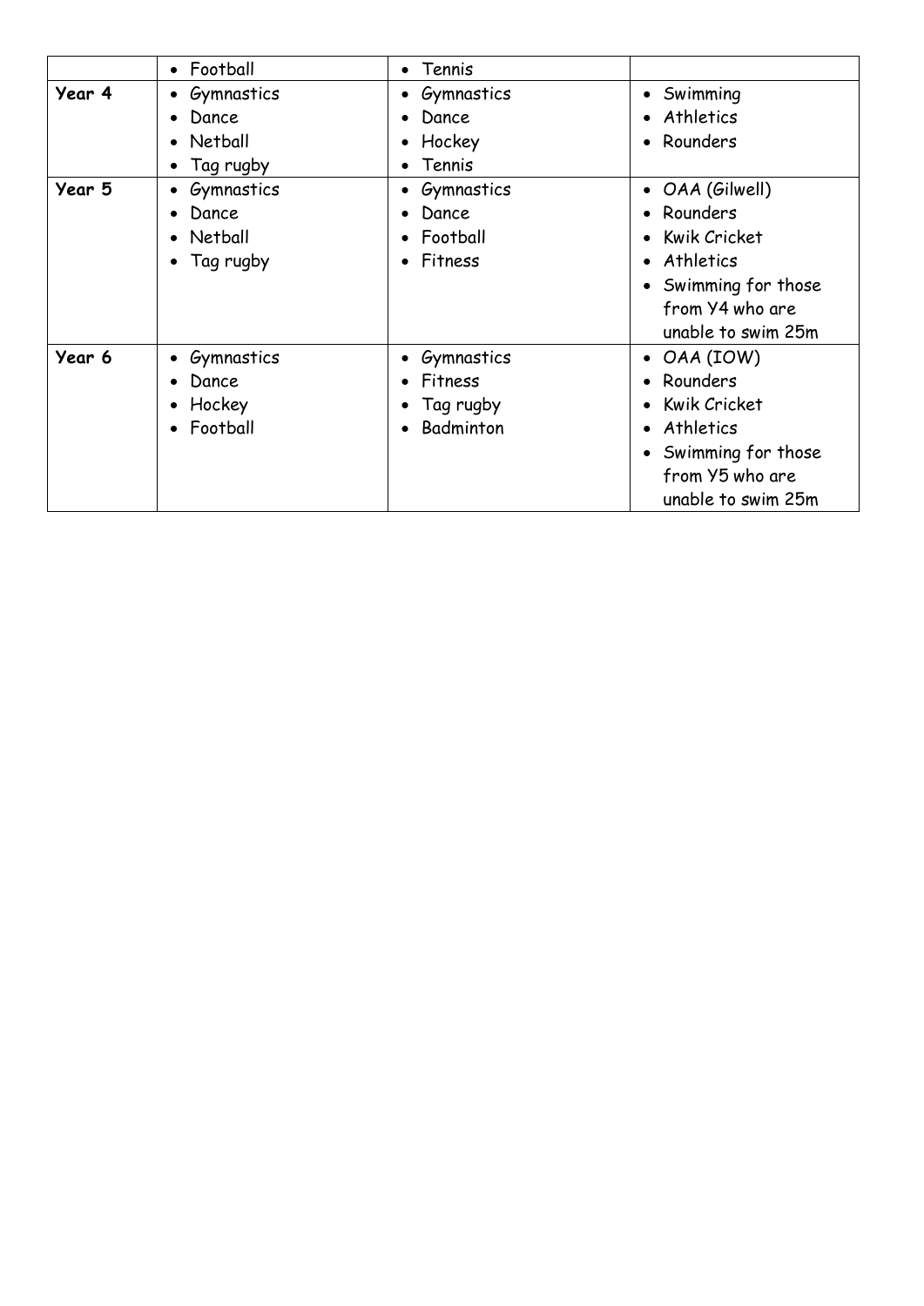| | | | |
|---|---|---|---|
| | • Football | • Tennis | |
| **Year 4** | • Gymnastics<br>• Dance<br>• Netball<br>• Tag rugby | • Gymnastics<br>• Dance<br>• Hockey<br>• Tennis | • Swimming<br>• Athletics<br>• Rounders |
| **Year 5** | • Gymnastics<br>• Dance<br>• Netball<br>• Tag rugby | • Gymnastics<br>• Dance<br>• Football<br>• Fitness | • OAA (Gilwell)<br>• Rounders<br>• Kwik Cricket<br>• Athletics<br>• Swimming for those from Y4 who are unable to swim 25m |
| **Year 6** | • Gymnastics<br>• Dance<br>• Hockey<br>• Football | • Gymnastics<br>• Fitness<br>• Tag rugby<br>• Badminton | • OAA (IOW)<br>• Rounders<br>• Kwik Cricket<br>• Athletics<br>• Swimming for those from Y5 who are unable to swim 25m |